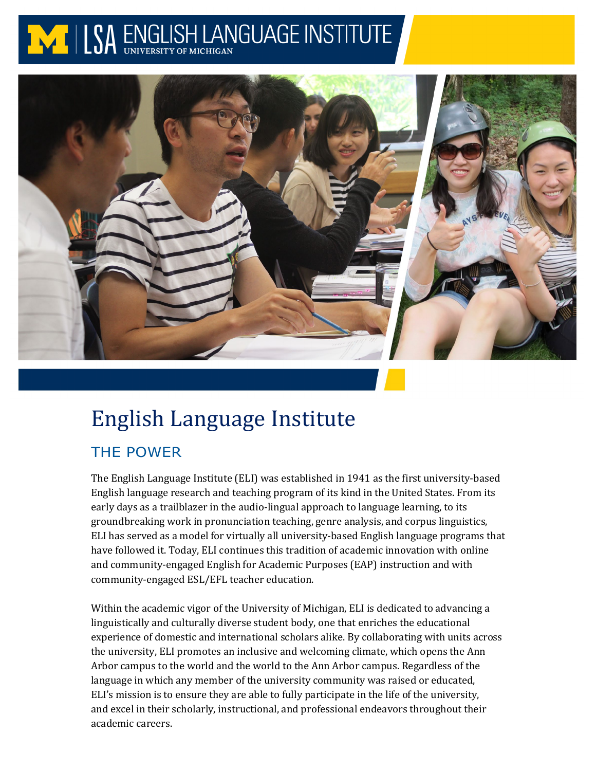# English Language Institute

## THE POWER

The English Language Institute (ELI) was established in 1941 as the first university-based English language research and teaching program of its kind in the United States. From its early days as a trailblazer in the audio-lingual approach to language learning, to its groundbreaking work in pronunciation teaching, genre analysis, and corpus linguistics, ELI has served as a model for virtually all university-based English language programs that have followed it. Today, ELI continues this tradition of academic innovation with online and community-engaged English for Academic Purposes (EAP) instruction and with community-engaged ESL/EFL teacher education.

Within the academic vigor of the University of Michigan, ELI is dedicated to advancing a linguistically and culturally diverse student body, one that enriches the educational experience of domestic and international scholars alike. By collaborating with units across the university, ELI promotes an inclusive and welcoming climate, which opens the Ann Arbor campus to the world and the world to the Ann Arbor campus. Regardless of the language in which any member of the university community was raised or educated, ELI's mission is to ensure they are able to fully participate in the life of the university, and excel in their scholarly, instructional, and professional endeavors throughout their academic careers.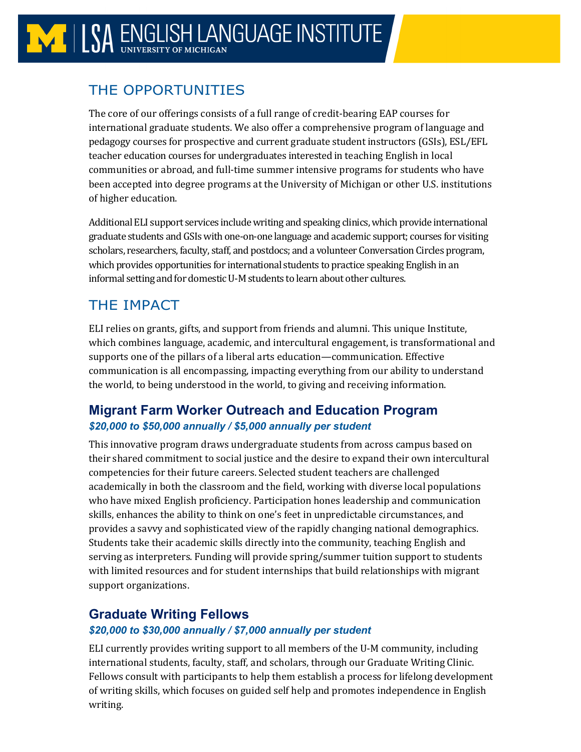## THE OPPORTUNITIES

The core of our offerings consists of a full range of credit-bearing EAP courses for international graduate students. We also offer a comprehensive program of language and pedagogy courses for prospective and current graduate student instructors (GSIs), ESL/EFL teacher education courses for undergraduates interested in teaching English in local communities or abroad, and full-time summer intensive programs for students who have been accepted into degree programs at the University of Michigan or other U.S. institutions of higher education.

Additional ELI support services include writing and speaking clinics, which provide international graduate students and GSIs with one-on-one language and academic support; courses for visiting scholars, researchers, faculty, staff, and postdocs; and a volunteer Conversation Circles program, which provides opportunities for international students to practice speaking English in an informal setting and for domestic U-M students to learn about other cultures.

## THE IMPACT

ELI relies on grants, gifts, and support from friends and alumni. This unique Institute, which combines language, academic, and intercultural engagement, is transformational and supports one of the pillars of a liberal arts education—communication. Effective communication is all encompassing, impacting everything from our ability to understand the world, to being understood in the world, to giving and receiving information.

### Migrant Farm Worker Outreach and Education Program

***$20,000 to $50,000 annually / $5,000 annually per student***

This innovative program draws undergraduate students from across campus based on their shared commitment to social justice and the desire to expand their own intercultural competencies for their future careers. Selected student teachers are challenged academically in both the classroom and the field, working with diverse local populations who have mixed English proficiency. Participation hones leadership and communication skills, enhances the ability to think on one's feet in unpredictable circumstances, and provides a savvy and sophisticated view of the rapidly changing national demographics. Students take their academic skills directly into the community, teaching English and serving as interpreters. Funding will provide spring/summer tuition support to students with limited resources and for student internships that build relationships with migrant support organizations.

### Graduate Writing Fellows

***$20,000 to $30,000 annually / $7,000 annually per student***

ELI currently provides writing support to all members of the U-M community, including international students, faculty, staff, and scholars, through our Graduate Writing Clinic. Fellows consult with participants to help them establish a process for lifelong development of writing skills, which focuses on guided self help and promotes independence in English writing.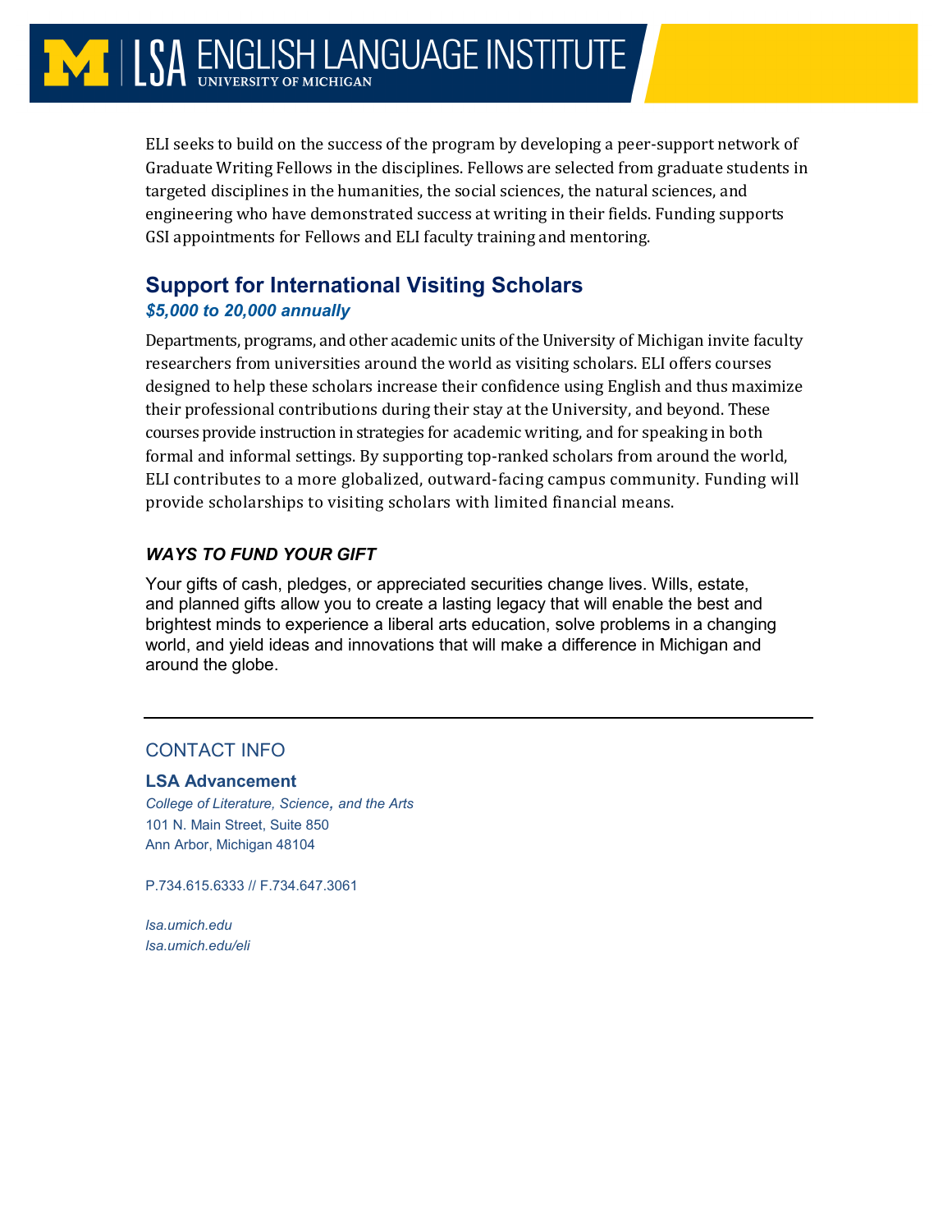ELI seeks to build on the success of the program by developing a peer-support network of Graduate Writing Fellows in the disciplines. Fellows are selected from graduate students in targeted disciplines in the humanities, the social sciences, the natural sciences, and engineering who have demonstrated success at writing in their fields. Funding supports GSI appointments for Fellows and ELI faculty training and mentoring.

## Support for International Visiting Scholars

***$5,000 to 20,000 annually***

Departments, programs, and other academic units of the University of Michigan invite faculty researchers from universities around the world as visiting scholars. ELI offers courses designed to help these scholars increase their confidence using English and thus maximize their professional contributions during their stay at the University, and beyond. These courses provide instruction in strategies for academic writing, and for speaking in both formal and informal settings. By supporting top-ranked scholars from around the world, ELI contributes to a more globalized, outward-facing campus community. Funding will provide scholarships to visiting scholars with limited financial means.

### *WAYS TO FUND YOUR GIFT*

Your gifts of cash, pledges, or appreciated securities change lives. Wills, estate, and planned gifts allow you to create a lasting legacy that will enable the best and brightest minds to experience a liberal arts education, solve problems in a changing world, and yield ideas and innovations that will make a difference in Michigan and around the globe.

---

## CONTACT INFO

**LSA Advancement**

*College of Literature, Science, and the Arts*
101 N. Main Street, Suite 850
Ann Arbor, Michigan 48104

P.734.615.6333 // F.734.647.3061

*lsa.umich.edu*
*lsa.umich.edu/eli*